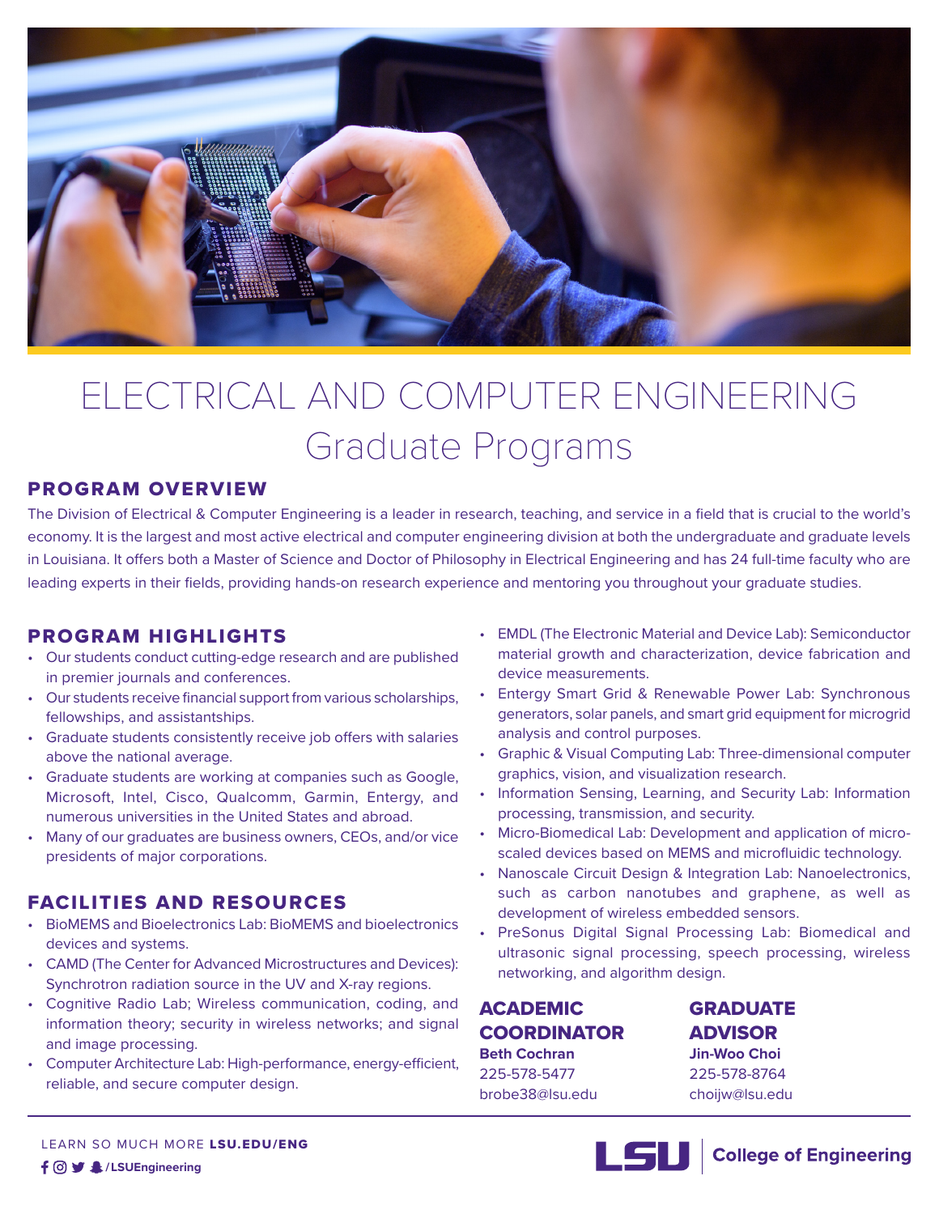# ELECTRICAL AND COMPUTER ENGINEERING
## Graduate Programs

### PROGRAM OVERVIEW

The Division of Electrical & Computer Engineering is a leader in research, teaching, and service in a field that is crucial to the world's economy. It is the largest and most active electrical and computer engineering division at both the undergraduate and graduate levels in Louisiana. It offers both a Master of Science and Doctor of Philosophy in Electrical Engineering and has 24 full-time faculty who are leading experts in their fields, providing hands-on research experience and mentoring you throughout your graduate studies.

### PROGRAM HIGHLIGHTS

- Our students conduct cutting-edge research and are published in premier journals and conferences.
- Our students receive financial support from various scholarships, fellowships, and assistantships.
- Graduate students consistently receive job offers with salaries above the national average.
- Graduate students are working at companies such as Google, Microsoft, Intel, Cisco, Qualcomm, Garmin, Entergy, and numerous universities in the United States and abroad.
- Many of our graduates are business owners, CEOs, and/or vice presidents of major corporations.

### FACILITIES AND RESOURCES

- BioMEMS and Bioelectronics Lab: BioMEMS and bioelectronics devices and systems.
- CAMD (The Center for Advanced Microstructures and Devices): Synchrotron radiation source in the UV and X-ray regions.
- Cognitive Radio Lab; Wireless communication, coding, and information theory; security in wireless networks; and signal and image processing.
- Computer Architecture Lab: High-performance, energy-efficient, reliable, and secure computer design.
- EMDL (The Electronic Material and Device Lab): Semiconductor material growth and characterization, device fabrication and device measurements.
- Entergy Smart Grid & Renewable Power Lab: Synchronous generators, solar panels, and smart grid equipment for microgrid analysis and control purposes.
- Graphic & Visual Computing Lab: Three-dimensional computer graphics, vision, and visualization research.
- Information Sensing, Learning, and Security Lab: Information processing, transmission, and security.
- Micro-Biomedical Lab: Development and application of micro-scaled devices based on MEMS and microfluidic technology.
- Nanoscale Circuit Design & Integration Lab: Nanoelectronics, such as carbon nanotubes and graphene, as well as development of wireless embedded sensors.
- PreSonus Digital Signal Processing Lab: Biomedical and ultrasonic signal processing, speech processing, wireless networking, and algorithm design.

### ACADEMIC COORDINATOR

**Beth Cochran**
225-578-5477
brobe38@lsu.edu

### GRADUATE ADVISOR

**Jin-Woo Choi**
225-578-8764
choijw@lsu.edu

LEARN SO MUCH MORE **LSU.EDU/ENG**

**/LSUEngineering**

LSU | College of Engineering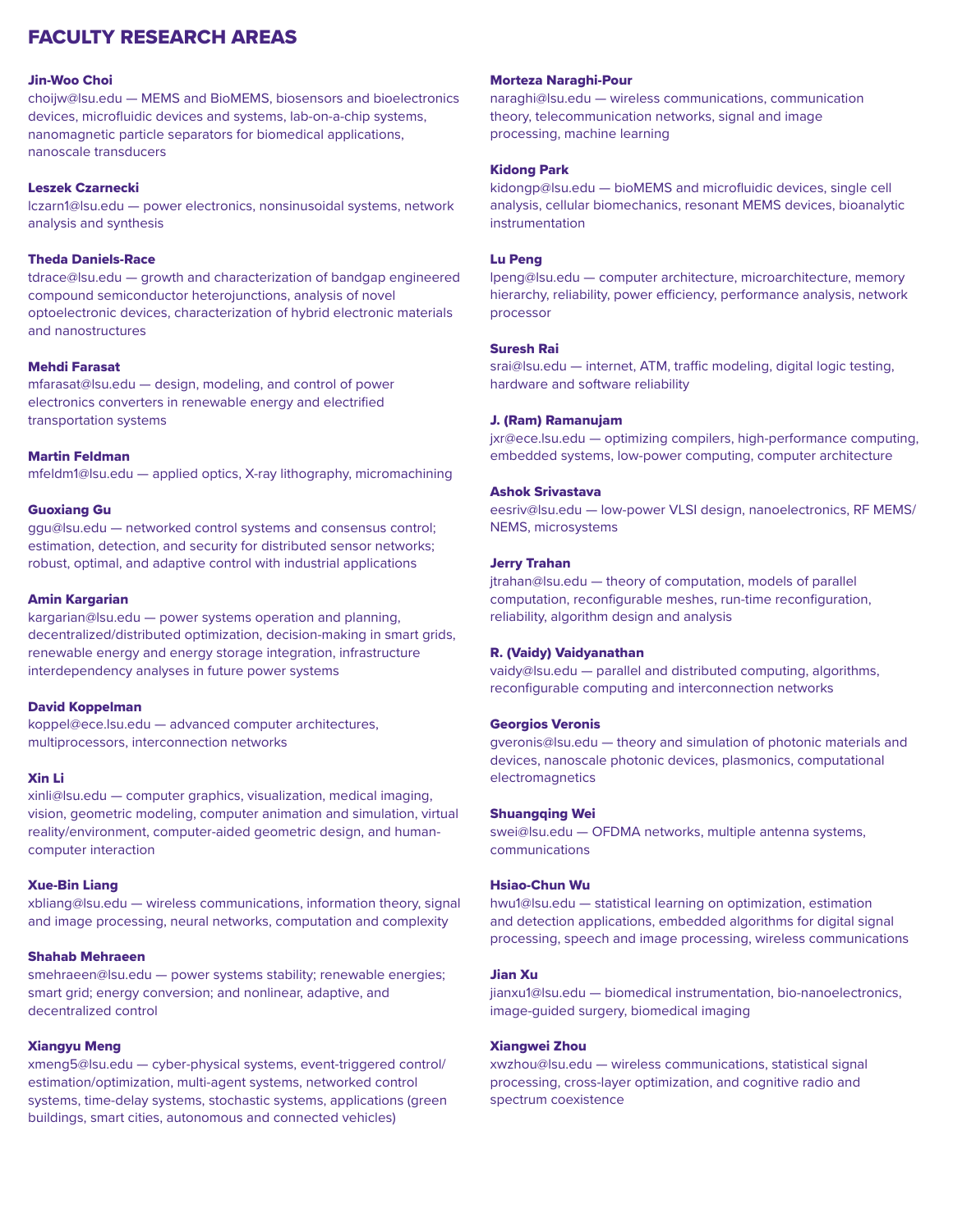# FACULTY RESEARCH AREAS

**Jin-Woo Choi**
choijw@lsu.edu — MEMS and BioMEMS, biosensors and bioelectronics devices, microfluidic devices and systems, lab-on-a-chip systems, nanomagnetic particle separators for biomedical applications, nanoscale transducers

**Leszek Czarnecki**
lczarn1@lsu.edu — power electronics, nonsinusoidal systems, network analysis and synthesis

**Theda Daniels-Race**
tdrace@lsu.edu — growth and characterization of bandgap engineered compound semiconductor heterojunctions, analysis of novel optoelectronic devices, characterization of hybrid electronic materials and nanostructures

**Mehdi Farasat**
mfarasat@lsu.edu — design, modeling, and control of power electronics converters in renewable energy and electrified transportation systems

**Martin Feldman**
mfeldm1@lsu.edu — applied optics, X-ray lithography, micromachining

**Guoxiang Gu**
ggu@lsu.edu — networked control systems and consensus control; estimation, detection, and security for distributed sensor networks; robust, optimal, and adaptive control with industrial applications

**Amin Kargarian**
kargarian@lsu.edu — power systems operation and planning, decentralized/distributed optimization, decision-making in smart grids, renewable energy and energy storage integration, infrastructure interdependency analyses in future power systems

**David Koppelman**
koppel@ece.lsu.edu — advanced computer architectures, multiprocessors, interconnection networks

**Xin Li**
xinli@lsu.edu — computer graphics, visualization, medical imaging, vision, geometric modeling, computer animation and simulation, virtual reality/environment, computer-aided geometric design, and human-computer interaction

**Xue-Bin Liang**
xbliang@lsu.edu — wireless communications, information theory, signal and image processing, neural networks, computation and complexity

**Shahab Mehraeen**
smehraeen@lsu.edu — power systems stability; renewable energies; smart grid; energy conversion; and nonlinear, adaptive, and decentralized control

**Xiangyu Meng**
xmeng5@lsu.edu — cyber-physical systems, event-triggered control/estimation/optimization, multi-agent systems, networked control systems, time-delay systems, stochastic systems, applications (green buildings, smart cities, autonomous and connected vehicles)

**Morteza Naraghi-Pour**
naraghi@lsu.edu — wireless communications, communication theory, telecommunication networks, signal and image processing, machine learning

**Kidong Park**
kidongp@lsu.edu — bioMEMS and microfluidic devices, single cell analysis, cellular biomechanics, resonant MEMS devices, bioanalytic instrumentation

**Lu Peng**
lpeng@lsu.edu — computer architecture, microarchitecture, memory hierarchy, reliability, power efficiency, performance analysis, network processor

**Suresh Rai**
srai@lsu.edu — internet, ATM, traffic modeling, digital logic testing, hardware and software reliability

**J. (Ram) Ramanujam**
jxr@ece.lsu.edu — optimizing compilers, high-performance computing, embedded systems, low-power computing, computer architecture

**Ashok Srivastava**
eesriv@lsu.edu — low-power VLSI design, nanoelectronics, RF MEMS/NEMS, microsystems

**Jerry Trahan**
jtrahan@lsu.edu — theory of computation, models of parallel computation, reconfigurable meshes, run-time reconfiguration, reliability, algorithm design and analysis

**R. (Vaidy) Vaidyanathan**
vaidy@lsu.edu — parallel and distributed computing, algorithms, reconfigurable computing and interconnection networks

**Georgios Veronis**
gveronis@lsu.edu — theory and simulation of photonic materials and devices, nanoscale photonic devices, plasmonics, computational electromagnetics

**Shuangqing Wei**
swei@lsu.edu — OFDMA networks, multiple antenna systems, communications

**Hsiao-Chun Wu**
hwu1@lsu.edu — statistical learning on optimization, estimation and detection applications, embedded algorithms for digital signal processing, speech and image processing, wireless communications

**Jian Xu**
jianxu1@lsu.edu — biomedical instrumentation, bio-nanoelectronics, image-guided surgery, biomedical imaging

**Xiangwei Zhou**
xwzhou@lsu.edu — wireless communications, statistical signal processing, cross-layer optimization, and cognitive radio and spectrum coexistence